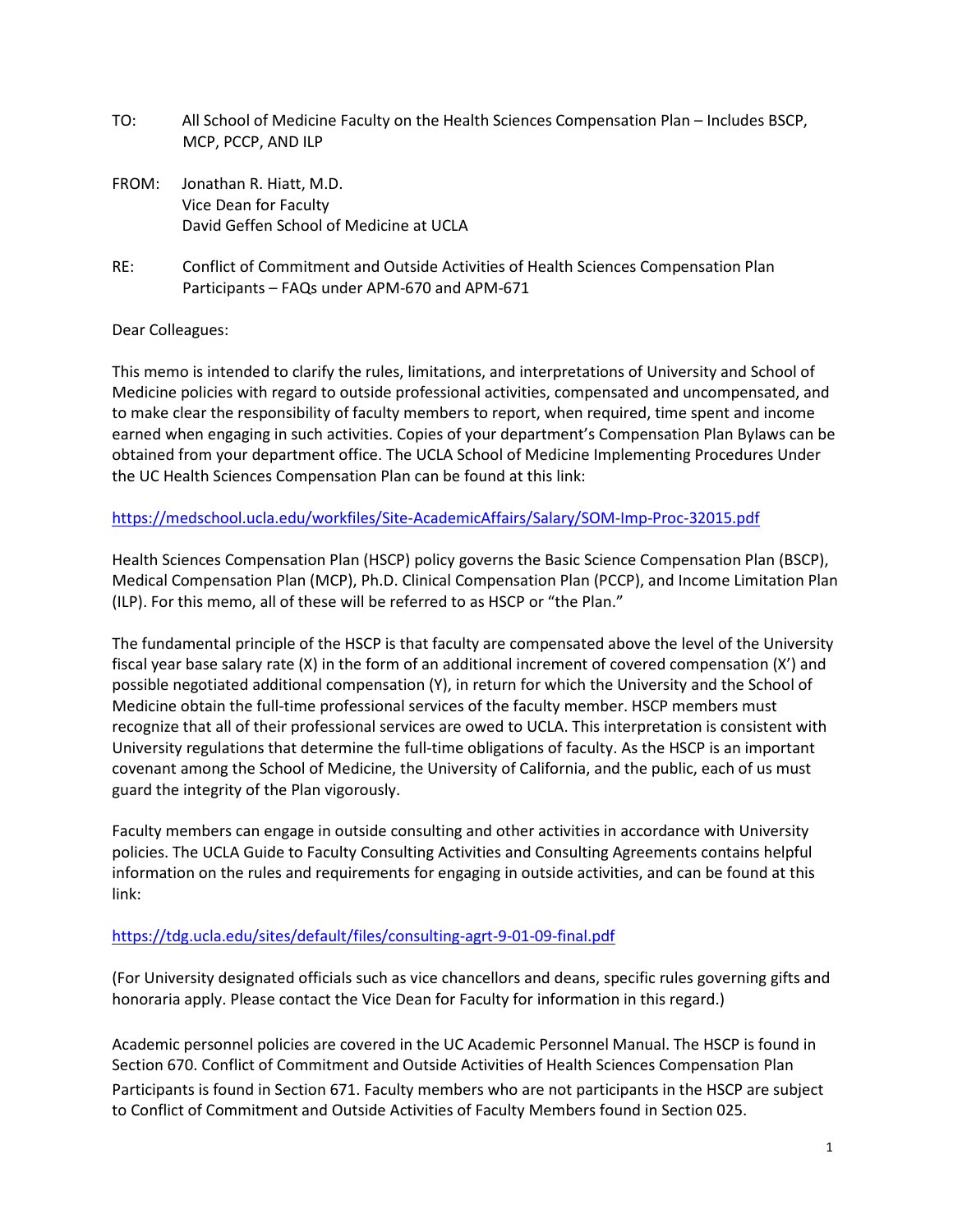TO: All School of Medicine Faculty on the Health Sciences Compensation Plan – Includes BSCP, MCP, PCCP, AND ILP

FROM: Jonathan R. Hiatt, M.D.
Vice Dean for Faculty
David Geffen School of Medicine at UCLA

RE: Conflict of Commitment and Outside Activities of Health Sciences Compensation Plan Participants – FAQs under APM-670 and APM-671

Dear Colleagues:

This memo is intended to clarify the rules, limitations, and interpretations of University and School of Medicine policies with regard to outside professional activities, compensated and uncompensated, and to make clear the responsibility of faculty members to report, when required, time spent and income earned when engaging in such activities. Copies of your department's Compensation Plan Bylaws can be obtained from your department office. The UCLA School of Medicine Implementing Procedures Under the UC Health Sciences Compensation Plan can be found at this link:

https://medschool.ucla.edu/workfiles/Site-AcademicAffairs/Salary/SOM-Imp-Proc-32015.pdf

Health Sciences Compensation Plan (HSCP) policy governs the Basic Science Compensation Plan (BSCP), Medical Compensation Plan (MCP), Ph.D. Clinical Compensation Plan (PCCP), and Income Limitation Plan (ILP). For this memo, all of these will be referred to as HSCP or "the Plan."

The fundamental principle of the HSCP is that faculty are compensated above the level of the University fiscal year base salary rate (X) in the form of an additional increment of covered compensation (X') and possible negotiated additional compensation (Y), in return for which the University and the School of Medicine obtain the full-time professional services of the faculty member. HSCP members must recognize that all of their professional services are owed to UCLA. This interpretation is consistent with University regulations that determine the full-time obligations of faculty. As the HSCP is an important covenant among the School of Medicine, the University of California, and the public, each of us must guard the integrity of the Plan vigorously.

Faculty members can engage in outside consulting and other activities in accordance with University policies. The UCLA Guide to Faculty Consulting Activities and Consulting Agreements contains helpful information on the rules and requirements for engaging in outside activities, and can be found at this link:

https://tdg.ucla.edu/sites/default/files/consulting-agrt-9-01-09-final.pdf

(For University designated officials such as vice chancellors and deans, specific rules governing gifts and honoraria apply. Please contact the Vice Dean for Faculty for information in this regard.)

Academic personnel policies are covered in the UC Academic Personnel Manual. The HSCP is found in Section 670. Conflict of Commitment and Outside Activities of Health Sciences Compensation Plan Participants is found in Section 671. Faculty members who are not participants in the HSCP are subject to Conflict of Commitment and Outside Activities of Faculty Members found in Section 025.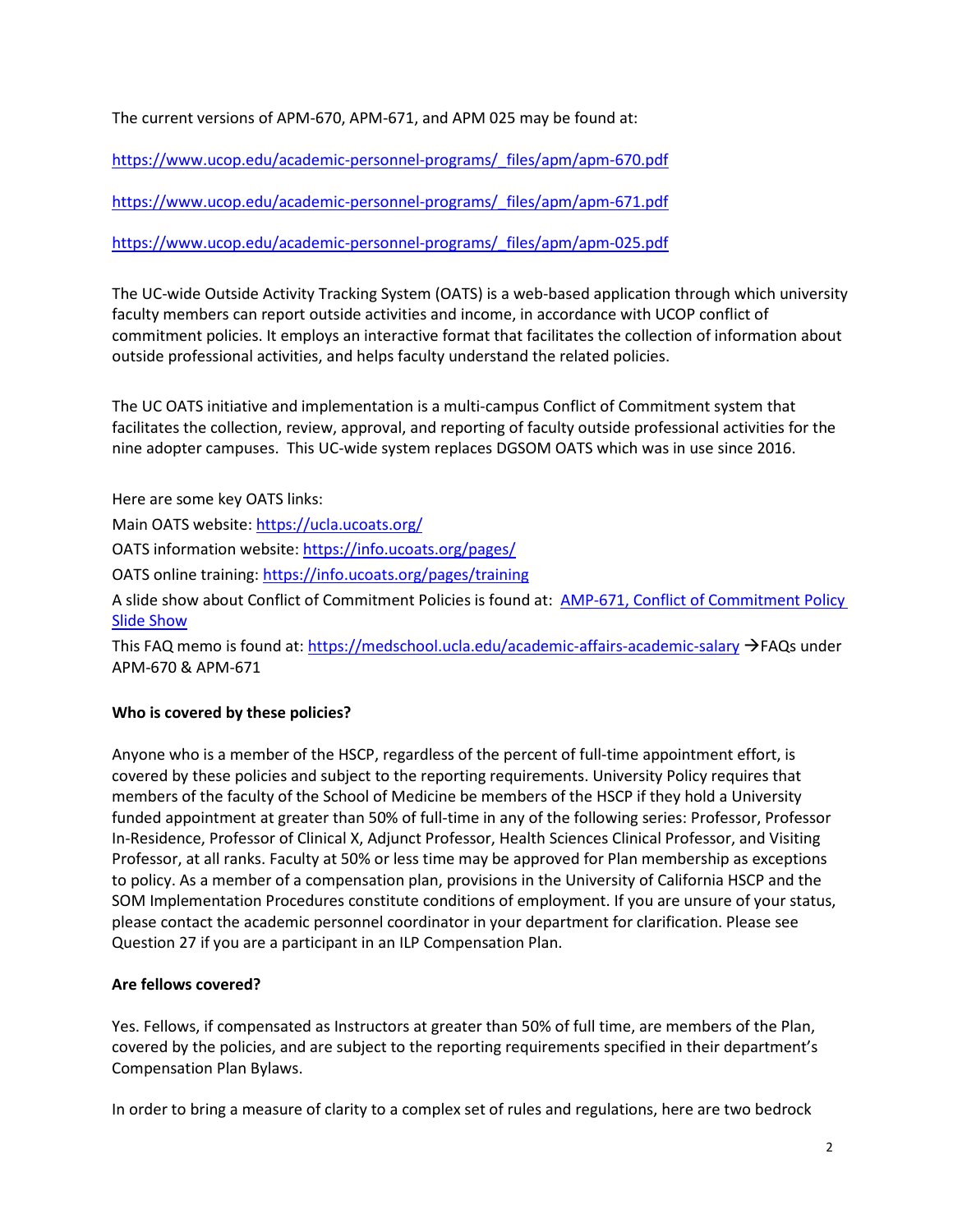The current versions of APM-670, APM-671, and APM 025 may be found at:

https://www.ucop.edu/academic-personnel-programs/_files/apm/apm-670.pdf

https://www.ucop.edu/academic-personnel-programs/_files/apm/apm-671.pdf

https://www.ucop.edu/academic-personnel-programs/_files/apm/apm-025.pdf

The UC-wide Outside Activity Tracking System (OATS) is a web-based application through which university faculty members can report outside activities and income, in accordance with UCOP conflict of commitment policies. It employs an interactive format that facilitates the collection of information about outside professional activities, and helps faculty understand the related policies.

The UC OATS initiative and implementation is a multi-campus Conflict of Commitment system that facilitates the collection, review, approval, and reporting of faculty outside professional activities for the nine adopter campuses. This UC-wide system replaces DGSOM OATS which was in use since 2016.

Here are some key OATS links:

Main OATS website: https://ucla.ucoats.org/

OATS information website: https://info.ucoats.org/pages/

OATS online training: https://info.ucoats.org/pages/training

A slide show about Conflict of Commitment Policies is found at: AMP-671, Conflict of Commitment Policy Slide Show

This FAQ memo is found at: https://medschool.ucla.edu/academic-affairs-academic-salary →FAQs under APM-670 & APM-671

**Who is covered by these policies?**

Anyone who is a member of the HSCP, regardless of the percent of full-time appointment effort, is covered by these policies and subject to the reporting requirements. University Policy requires that members of the faculty of the School of Medicine be members of the HSCP if they hold a University funded appointment at greater than 50% of full-time in any of the following series: Professor, Professor In-Residence, Professor of Clinical X, Adjunct Professor, Health Sciences Clinical Professor, and Visiting Professor, at all ranks. Faculty at 50% or less time may be approved for Plan membership as exceptions to policy. As a member of a compensation plan, provisions in the University of California HSCP and the SOM Implementation Procedures constitute conditions of employment. If you are unsure of your status, please contact the academic personnel coordinator in your department for clarification. Please see Question 27 if you are a participant in an ILP Compensation Plan.

**Are fellows covered?**

Yes. Fellows, if compensated as Instructors at greater than 50% of full time, are members of the Plan, covered by the policies, and are subject to the reporting requirements specified in their department's Compensation Plan Bylaws.

In order to bring a measure of clarity to a complex set of rules and regulations, here are two bedrock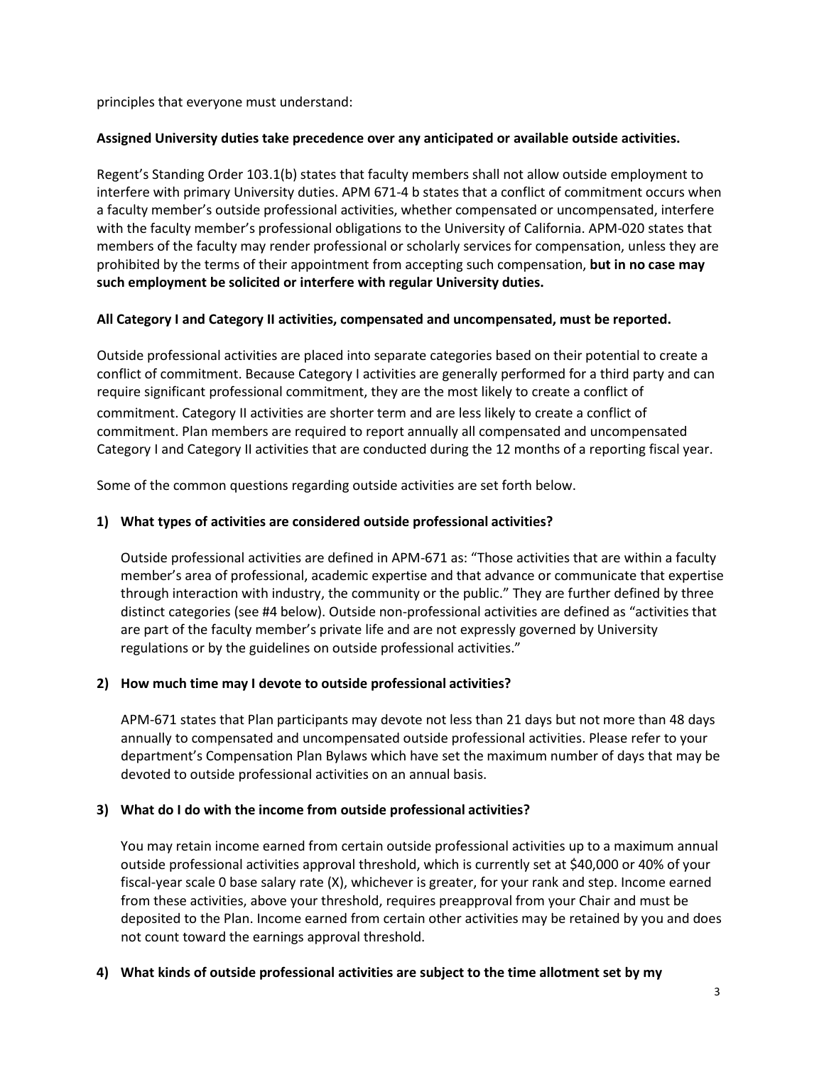principles that everyone must understand:

**Assigned University duties take precedence over any anticipated or available outside activities.**

Regent's Standing Order 103.1(b) states that faculty members shall not allow outside employment to interfere with primary University duties. APM 671-4 b states that a conflict of commitment occurs when a faculty member's outside professional activities, whether compensated or uncompensated, interfere with the faculty member's professional obligations to the University of California. APM-020 states that members of the faculty may render professional or scholarly services for compensation, unless they are prohibited by the terms of their appointment from accepting such compensation, **but in no case may such employment be solicited or interfere with regular University duties.**

**All Category I and Category II activities, compensated and uncompensated, must be reported.**

Outside professional activities are placed into separate categories based on their potential to create a conflict of commitment. Because Category I activities are generally performed for a third party and can require significant professional commitment, they are the most likely to create a conflict of commitment. Category II activities are shorter term and are less likely to create a conflict of commitment. Plan members are required to report annually all compensated and uncompensated Category I and Category II activities that are conducted during the 12 months of a reporting fiscal year.

Some of the common questions regarding outside activities are set forth below.

**1) What types of activities are considered outside professional activities?**

Outside professional activities are defined in APM-671 as: "Those activities that are within a faculty member's area of professional, academic expertise and that advance or communicate that expertise through interaction with industry, the community or the public." They are further defined by three distinct categories (see #4 below). Outside non-professional activities are defined as "activities that are part of the faculty member's private life and are not expressly governed by University regulations or by the guidelines on outside professional activities."

**2) How much time may I devote to outside professional activities?**

APM-671 states that Plan participants may devote not less than 21 days but not more than 48 days annually to compensated and uncompensated outside professional activities. Please refer to your department's Compensation Plan Bylaws which have set the maximum number of days that may be devoted to outside professional activities on an annual basis.

**3) What do I do with the income from outside professional activities?**

You may retain income earned from certain outside professional activities up to a maximum annual outside professional activities approval threshold, which is currently set at $40,000 or 40% of your fiscal-year scale 0 base salary rate (X), whichever is greater, for your rank and step. Income earned from these activities, above your threshold, requires preapproval from your Chair and must be deposited to the Plan. Income earned from certain other activities may be retained by you and does not count toward the earnings approval threshold.

**4) What kinds of outside professional activities are subject to the time allotment set by my**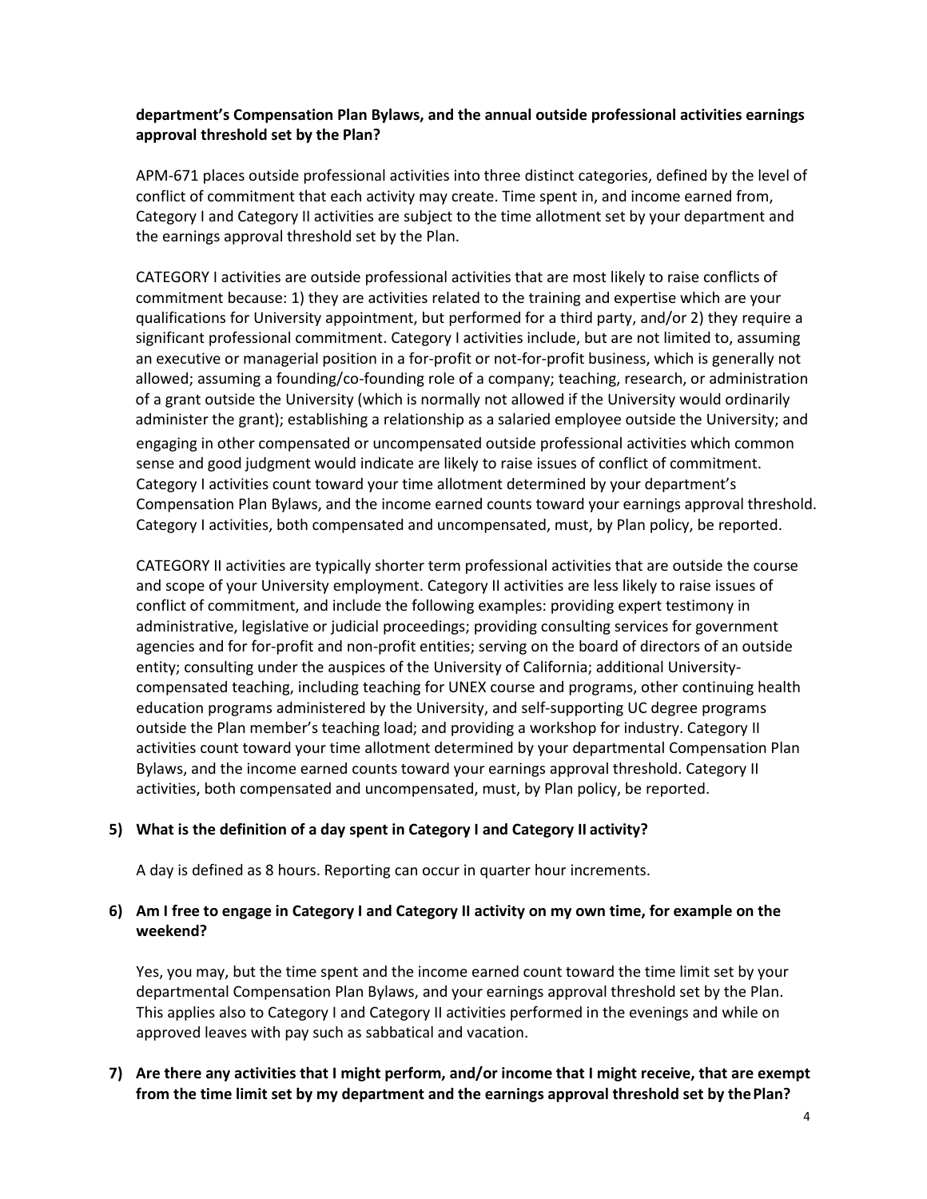**department's Compensation Plan Bylaws, and the annual outside professional activities earnings approval threshold set by the Plan?**

APM-671 places outside professional activities into three distinct categories, defined by the level of conflict of commitment that each activity may create. Time spent in, and income earned from, Category I and Category II activities are subject to the time allotment set by your department and the earnings approval threshold set by the Plan.

CATEGORY I activities are outside professional activities that are most likely to raise conflicts of commitment because: 1) they are activities related to the training and expertise which are your qualifications for University appointment, but performed for a third party, and/or 2) they require a significant professional commitment. Category I activities include, but are not limited to, assuming an executive or managerial position in a for-profit or not-for-profit business, which is generally not allowed; assuming a founding/co-founding role of a company; teaching, research, or administration of a grant outside the University (which is normally not allowed if the University would ordinarily administer the grant); establishing a relationship as a salaried employee outside the University; and engaging in other compensated or uncompensated outside professional activities which common sense and good judgment would indicate are likely to raise issues of conflict of commitment. Category I activities count toward your time allotment determined by your department's Compensation Plan Bylaws, and the income earned counts toward your earnings approval threshold. Category I activities, both compensated and uncompensated, must, by Plan policy, be reported.

CATEGORY II activities are typically shorter term professional activities that are outside the course and scope of your University employment. Category II activities are less likely to raise issues of conflict of commitment, and include the following examples: providing expert testimony in administrative, legislative or judicial proceedings; providing consulting services for government agencies and for for-profit and non-profit entities; serving on the board of directors of an outside entity; consulting under the auspices of the University of California; additional University-compensated teaching, including teaching for UNEX course and programs, other continuing health education programs administered by the University, and self-supporting UC degree programs outside the Plan member's teaching load; and providing a workshop for industry. Category II activities count toward your time allotment determined by your departmental Compensation Plan Bylaws, and the income earned counts toward your earnings approval threshold. Category II activities, both compensated and uncompensated, must, by Plan policy, be reported.

**5) What is the definition of a day spent in Category I and Category II activity?**

A day is defined as 8 hours. Reporting can occur in quarter hour increments.

**6) Am I free to engage in Category I and Category II activity on my own time, for example on the weekend?**

Yes, you may, but the time spent and the income earned count toward the time limit set by your departmental Compensation Plan Bylaws, and your earnings approval threshold set by the Plan. This applies also to Category I and Category II activities performed in the evenings and while on approved leaves with pay such as sabbatical and vacation.

**7) Are there any activities that I might perform, and/or income that I might receive, that are exempt from the time limit set by my department and the earnings approval threshold set by the Plan?**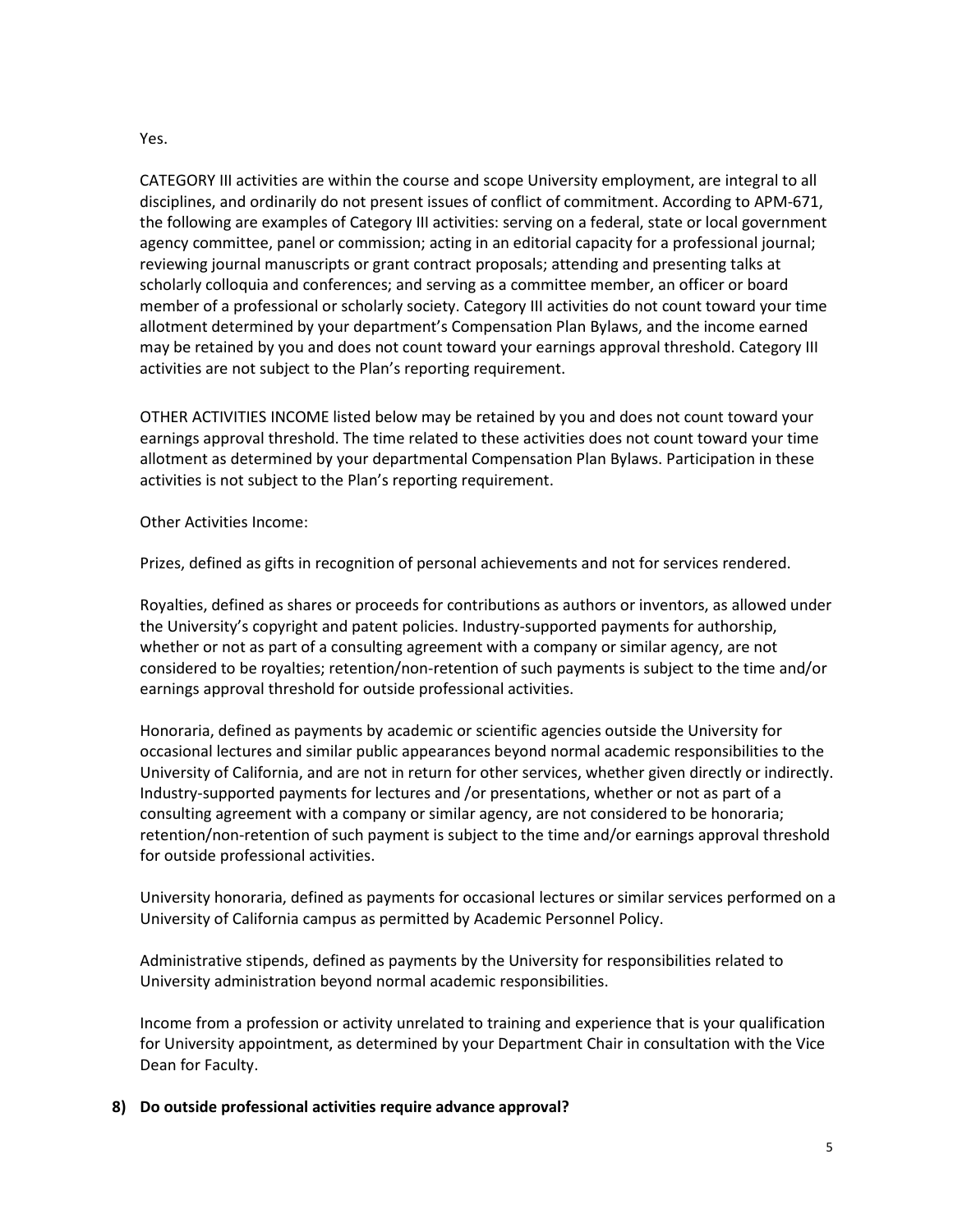Yes.

CATEGORY III activities are within the course and scope University employment, are integral to all disciplines, and ordinarily do not present issues of conflict of commitment. According to APM-671, the following are examples of Category III activities: serving on a federal, state or local government agency committee, panel or commission; acting in an editorial capacity for a professional journal; reviewing journal manuscripts or grant contract proposals; attending and presenting talks at scholarly colloquia and conferences; and serving as a committee member, an officer or board member of a professional or scholarly society. Category III activities do not count toward your time allotment determined by your department's Compensation Plan Bylaws, and the income earned may be retained by you and does not count toward your earnings approval threshold. Category III activities are not subject to the Plan's reporting requirement.

OTHER ACTIVITIES INCOME listed below may be retained by you and does not count toward your earnings approval threshold. The time related to these activities does not count toward your time allotment as determined by your departmental Compensation Plan Bylaws. Participation in these activities is not subject to the Plan's reporting requirement.

Other Activities Income:

Prizes, defined as gifts in recognition of personal achievements and not for services rendered.

Royalties, defined as shares or proceeds for contributions as authors or inventors, as allowed under the University's copyright and patent policies. Industry-supported payments for authorship, whether or not as part of a consulting agreement with a company or similar agency, are not considered to be royalties; retention/non-retention of such payments is subject to the time and/or earnings approval threshold for outside professional activities.

Honoraria, defined as payments by academic or scientific agencies outside the University for occasional lectures and similar public appearances beyond normal academic responsibilities to the University of California, and are not in return for other services, whether given directly or indirectly. Industry-supported payments for lectures and /or presentations, whether or not as part of a consulting agreement with a company or similar agency, are not considered to be honoraria; retention/non-retention of such payment is subject to the time and/or earnings approval threshold for outside professional activities.

University honoraria, defined as payments for occasional lectures or similar services performed on a University of California campus as permitted by Academic Personnel Policy.

Administrative stipends, defined as payments by the University for responsibilities related to University administration beyond normal academic responsibilities.

Income from a profession or activity unrelated to training and experience that is your qualification for University appointment, as determined by your Department Chair in consultation with the Vice Dean for Faculty.

**8) Do outside professional activities require advance approval?**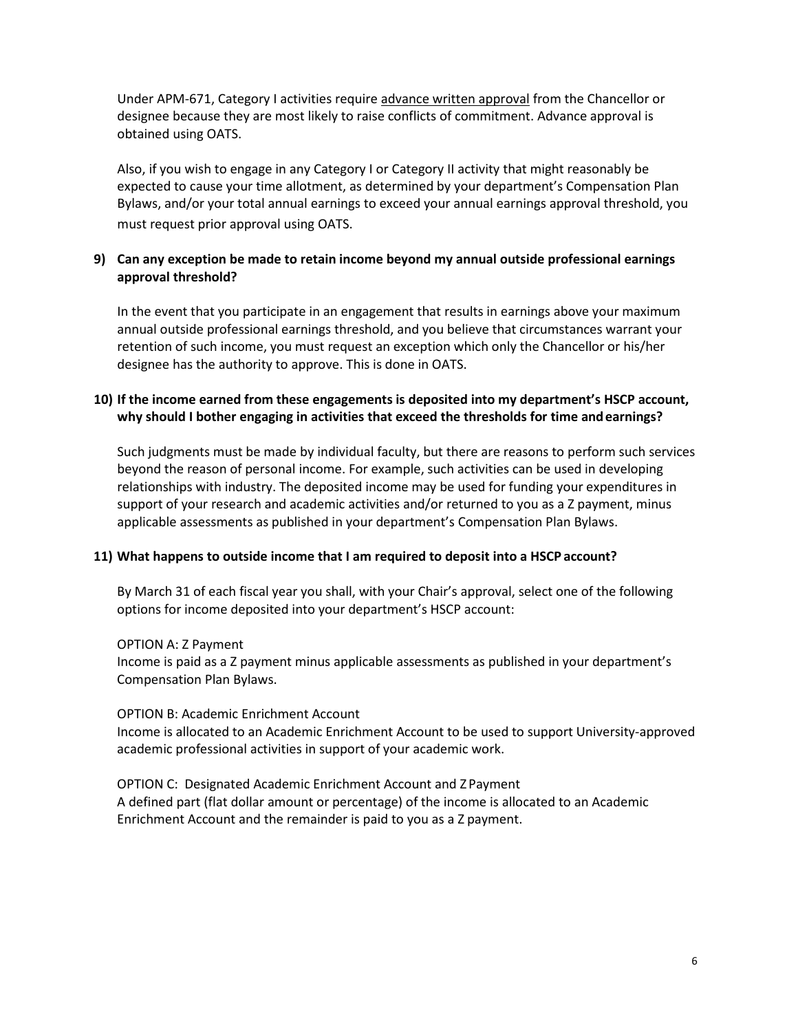Under APM-671, Category I activities require <u>advance written approval</u> from the Chancellor or designee because they are most likely to raise conflicts of commitment. Advance approval is obtained using OATS.

Also, if you wish to engage in any Category I or Category II activity that might reasonably be expected to cause your time allotment, as determined by your department's Compensation Plan Bylaws, and/or your total annual earnings to exceed your annual earnings approval threshold, you must request prior approval using OATS.

**9) Can any exception be made to retain income beyond my annual outside professional earnings approval threshold?**

In the event that you participate in an engagement that results in earnings above your maximum annual outside professional earnings threshold, and you believe that circumstances warrant your retention of such income, you must request an exception which only the Chancellor or his/her designee has the authority to approve. This is done in OATS.

**10) If the income earned from these engagements is deposited into my department's HSCP account, why should I bother engaging in activities that exceed the thresholds for time and earnings?**

Such judgments must be made by individual faculty, but there are reasons to perform such services beyond the reason of personal income. For example, such activities can be used in developing relationships with industry. The deposited income may be used for funding your expenditures in support of your research and academic activities and/or returned to you as a Z payment, minus applicable assessments as published in your department's Compensation Plan Bylaws.

**11) What happens to outside income that I am required to deposit into a HSCP account?**

By March 31 of each fiscal year you shall, with your Chair's approval, select one of the following options for income deposited into your department's HSCP account:

OPTION A: Z Payment
Income is paid as a Z payment minus applicable assessments as published in your department's Compensation Plan Bylaws.

OPTION B: Academic Enrichment Account
Income is allocated to an Academic Enrichment Account to be used to support University-approved academic professional activities in support of your academic work.

OPTION C: Designated Academic Enrichment Account and Z Payment
A defined part (flat dollar amount or percentage) of the income is allocated to an Academic Enrichment Account and the remainder is paid to you as a Z payment.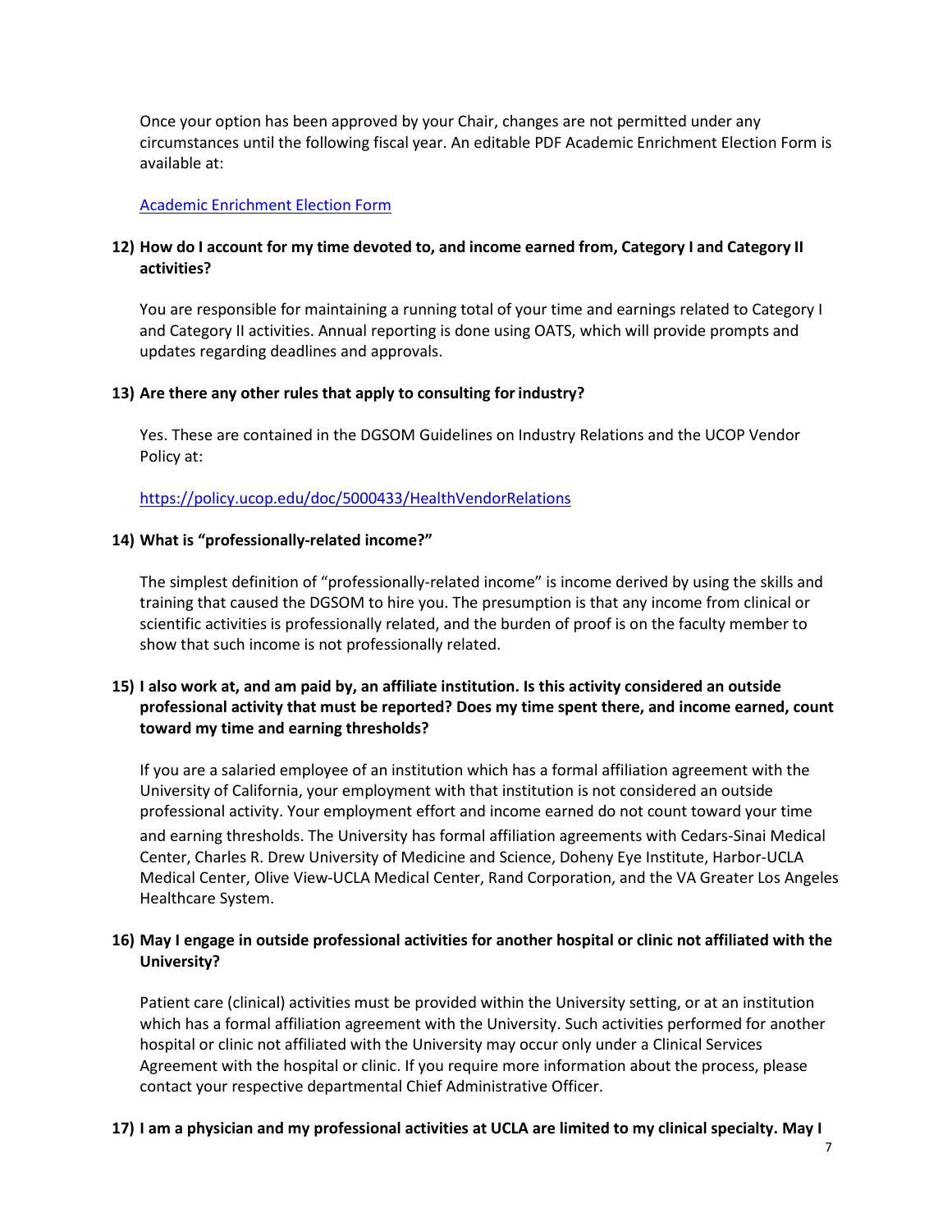Once your option has been approved by your Chair, changes are not permitted under any circumstances until the following fiscal year. An editable PDF Academic Enrichment Election Form is available at:

[Academic Enrichment Election Form]

**12) How do I account for my time devoted to, and income earned from, Category I and Category II activities?**

You are responsible for maintaining a running total of your time and earnings related to Category I and Category II activities. Annual reporting is done using OATS, which will provide prompts and updates regarding deadlines and approvals.

**13) Are there any other rules that apply to consulting for industry?**

Yes. These are contained in the DGSOM Guidelines on Industry Relations and the UCOP Vendor Policy at:

https://policy.ucop.edu/doc/5000433/HealthVendorRelations

**14) What is "professionally-related income?"**

The simplest definition of "professionally-related income" is income derived by using the skills and training that caused the DGSOM to hire you. The presumption is that any income from clinical or scientific activities is professionally related, and the burden of proof is on the faculty member to show that such income is not professionally related.

**15) I also work at, and am paid by, an affiliate institution. Is this activity considered an outside professional activity that must be reported? Does my time spent there, and income earned, count toward my time and earning thresholds?**

If you are a salaried employee of an institution which has a formal affiliation agreement with the University of California, your employment with that institution is not considered an outside professional activity. Your employment effort and income earned do not count toward your time and earning thresholds. The University has formal affiliation agreements with Cedars-Sinai Medical Center, Charles R. Drew University of Medicine and Science, Doheny Eye Institute, Harbor-UCLA Medical Center, Olive View-UCLA Medical Center, Rand Corporation, and the VA Greater Los Angeles Healthcare System.

**16) May I engage in outside professional activities for another hospital or clinic not affiliated with the University?**

Patient care (clinical) activities must be provided within the University setting, or at an institution which has a formal affiliation agreement with the University. Such activities performed for another hospital or clinic not affiliated with the University may occur only under a Clinical Services Agreement with the hospital or clinic. If you require more information about the process, please contact your respective departmental Chief Administrative Officer.

**17) I am a physician and my professional activities at UCLA are limited to my clinical specialty. May I**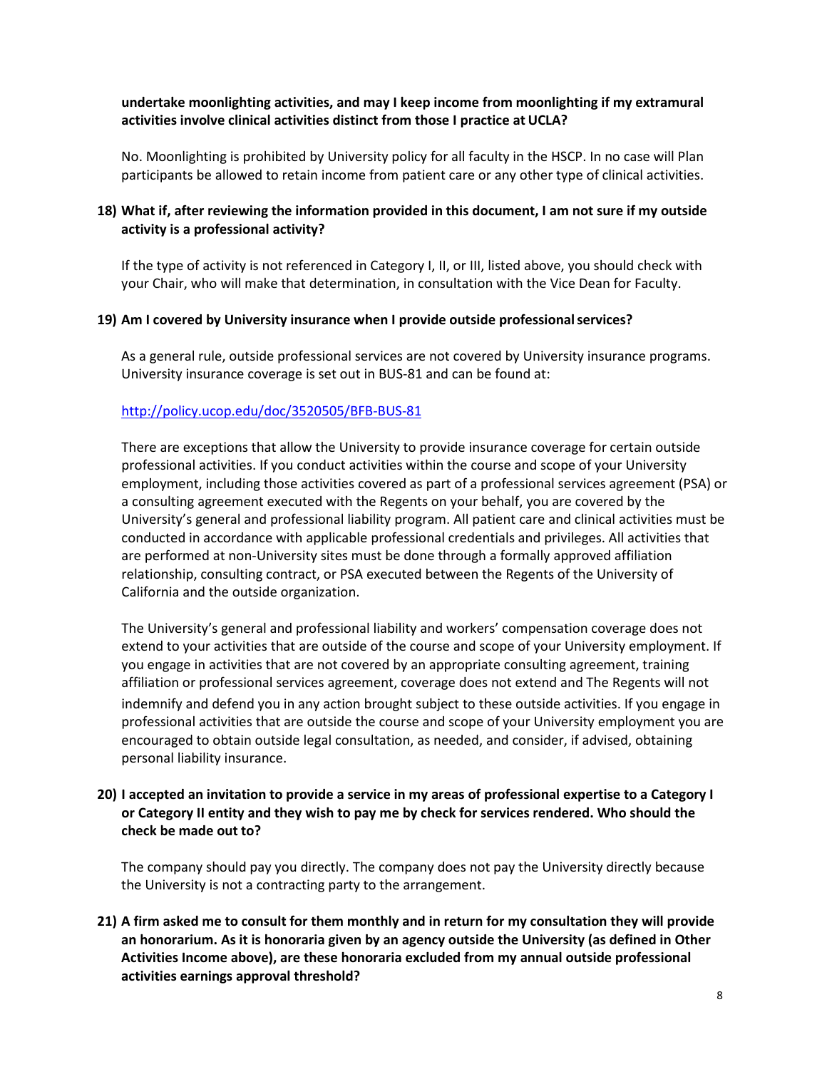**undertake moonlighting activities, and may I keep income from moonlighting if my extramural activities involve clinical activities distinct from those I practice at UCLA?**

No. Moonlighting is prohibited by University policy for all faculty in the HSCP. In no case will Plan participants be allowed to retain income from patient care or any other type of clinical activities.

**18) What if, after reviewing the information provided in this document, I am not sure if my outside activity is a professional activity?**

If the type of activity is not referenced in Category I, II, or III, listed above, you should check with your Chair, who will make that determination, in consultation with the Vice Dean for Faculty.

**19) Am I covered by University insurance when I provide outside professional services?**

As a general rule, outside professional services are not covered by University insurance programs. University insurance coverage is set out in BUS-81 and can be found at:

http://policy.ucop.edu/doc/3520505/BFB-BUS-81

There are exceptions that allow the University to provide insurance coverage for certain outside professional activities. If you conduct activities within the course and scope of your University employment, including those activities covered as part of a professional services agreement (PSA) or a consulting agreement executed with the Regents on your behalf, you are covered by the University's general and professional liability program. All patient care and clinical activities must be conducted in accordance with applicable professional credentials and privileges. All activities that are performed at non-University sites must be done through a formally approved affiliation relationship, consulting contract, or PSA executed between the Regents of the University of California and the outside organization.

The University's general and professional liability and workers' compensation coverage does not extend to your activities that are outside of the course and scope of your University employment. If you engage in activities that are not covered by an appropriate consulting agreement, training affiliation or professional services agreement, coverage does not extend and The Regents will not indemnify and defend you in any action brought subject to these outside activities. If you engage in professional activities that are outside the course and scope of your University employment you are encouraged to obtain outside legal consultation, as needed, and consider, if advised, obtaining personal liability insurance.

**20) I accepted an invitation to provide a service in my areas of professional expertise to a Category I or Category II entity and they wish to pay me by check for services rendered. Who should the check be made out to?**

The company should pay you directly. The company does not pay the University directly because the University is not a contracting party to the arrangement.

**21) A firm asked me to consult for them monthly and in return for my consultation they will provide an honorarium. As it is honoraria given by an agency outside the University (as defined in Other Activities Income above), are these honoraria excluded from my annual outside professional activities earnings approval threshold?**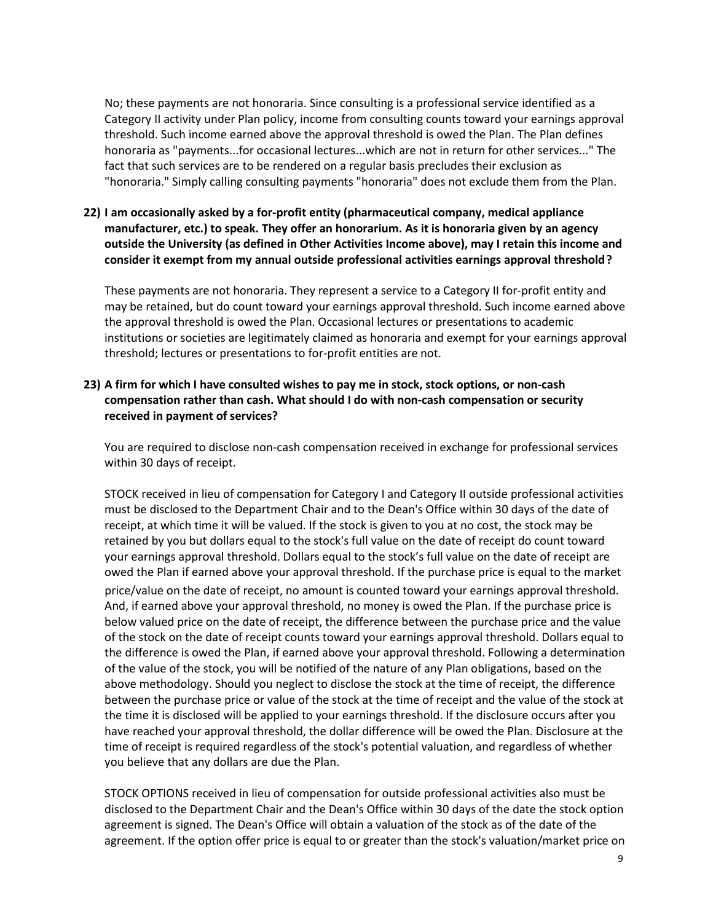No; these payments are not honoraria. Since consulting is a professional service identified as a Category II activity under Plan policy, income from consulting counts toward your earnings approval threshold. Such income earned above the approval threshold is owed the Plan. The Plan defines honoraria as "payments...for occasional lectures...which are not in return for other services..." The fact that such services are to be rendered on a regular basis precludes their exclusion as "honoraria." Simply calling consulting payments "honoraria" does not exclude them from the Plan.

**22) I am occasionally asked by a for-profit entity (pharmaceutical company, medical appliance manufacturer, etc.) to speak. They offer an honorarium. As it is honoraria given by an agency outside the University (as defined in Other Activities Income above), may I retain this income and consider it exempt from my annual outside professional activities earnings approval threshold?**

These payments are not honoraria. They represent a service to a Category II for-profit entity and may be retained, but do count toward your earnings approval threshold. Such income earned above the approval threshold is owed the Plan. Occasional lectures or presentations to academic institutions or societies are legitimately claimed as honoraria and exempt for your earnings approval threshold; lectures or presentations to for-profit entities are not.

**23) A firm for which I have consulted wishes to pay me in stock, stock options, or non-cash compensation rather than cash. What should I do with non-cash compensation or security received in payment of services?**

You are required to disclose non-cash compensation received in exchange for professional services within 30 days of receipt.

STOCK received in lieu of compensation for Category I and Category II outside professional activities must be disclosed to the Department Chair and to the Dean's Office within 30 days of the date of receipt, at which time it will be valued. If the stock is given to you at no cost, the stock may be retained by you but dollars equal to the stock's full value on the date of receipt do count toward your earnings approval threshold. Dollars equal to the stock's full value on the date of receipt are owed the Plan if earned above your approval threshold. If the purchase price is equal to the market price/value on the date of receipt, no amount is counted toward your earnings approval threshold. And, if earned above your approval threshold, no money is owed the Plan. If the purchase price is below valued price on the date of receipt, the difference between the purchase price and the value of the stock on the date of receipt counts toward your earnings approval threshold. Dollars equal to the difference is owed the Plan, if earned above your approval threshold. Following a determination of the value of the stock, you will be notified of the nature of any Plan obligations, based on the above methodology. Should you neglect to disclose the stock at the time of receipt, the difference between the purchase price or value of the stock at the time of receipt and the value of the stock at the time it is disclosed will be applied to your earnings threshold. If the disclosure occurs after you have reached your approval threshold, the dollar difference will be owed the Plan. Disclosure at the time of receipt is required regardless of the stock's potential valuation, and regardless of whether you believe that any dollars are due the Plan.

STOCK OPTIONS received in lieu of compensation for outside professional activities also must be disclosed to the Department Chair and the Dean's Office within 30 days of the date the stock option agreement is signed. The Dean's Office will obtain a valuation of the stock as of the date of the agreement. If the option offer price is equal to or greater than the stock's valuation/market price on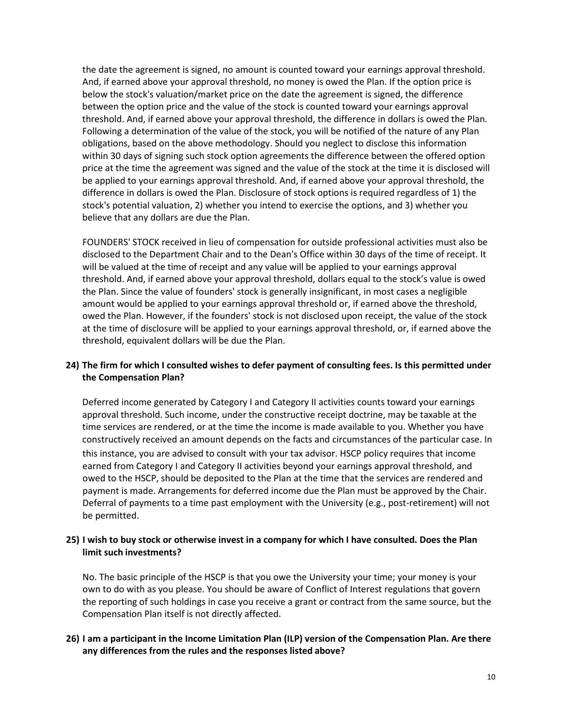the date the agreement is signed, no amount is counted toward your earnings approval threshold. And, if earned above your approval threshold, no money is owed the Plan. If the option price is below the stock's valuation/market price on the date the agreement is signed, the difference between the option price and the value of the stock is counted toward your earnings approval threshold. And, if earned above your approval threshold, the difference in dollars is owed the Plan. Following a determination of the value of the stock, you will be notified of the nature of any Plan obligations, based on the above methodology. Should you neglect to disclose this information within 30 days of signing such stock option agreements the difference between the offered option price at the time the agreement was signed and the value of the stock at the time it is disclosed will be applied to your earnings approval threshold. And, if earned above your approval threshold, the difference in dollars is owed the Plan. Disclosure of stock options is required regardless of 1) the stock's potential valuation, 2) whether you intend to exercise the options, and 3) whether you believe that any dollars are due the Plan.

FOUNDERS' STOCK received in lieu of compensation for outside professional activities must also be disclosed to the Department Chair and to the Dean's Office within 30 days of the time of receipt. It will be valued at the time of receipt and any value will be applied to your earnings approval threshold. And, if earned above your approval threshold, dollars equal to the stock's value is owed the Plan. Since the value of founders' stock is generally insignificant, in most cases a negligible amount would be applied to your earnings approval threshold or, if earned above the threshold, owed the Plan. However, if the founders' stock is not disclosed upon receipt, the value of the stock at the time of disclosure will be applied to your earnings approval threshold, or, if earned above the threshold, equivalent dollars will be due the Plan.

**24) The firm for which I consulted wishes to defer payment of consulting fees. Is this permitted under the Compensation Plan?**

Deferred income generated by Category I and Category II activities counts toward your earnings approval threshold. Such income, under the constructive receipt doctrine, may be taxable at the time services are rendered, or at the time the income is made available to you. Whether you have constructively received an amount depends on the facts and circumstances of the particular case. In this instance, you are advised to consult with your tax advisor. HSCP policy requires that income earned from Category I and Category II activities beyond your earnings approval threshold, and owed to the HSCP, should be deposited to the Plan at the time that the services are rendered and payment is made. Arrangements for deferred income due the Plan must be approved by the Chair. Deferral of payments to a time past employment with the University (e.g., post-retirement) will not be permitted.

**25) I wish to buy stock or otherwise invest in a company for which I have consulted. Does the Plan limit such investments?**

No. The basic principle of the HSCP is that you owe the University your time; your money is your own to do with as you please. You should be aware of Conflict of Interest regulations that govern the reporting of such holdings in case you receive a grant or contract from the same source, but the Compensation Plan itself is not directly affected.

**26) I am a participant in the Income Limitation Plan (ILP) version of the Compensation Plan. Are there any differences from the rules and the responses listed above?**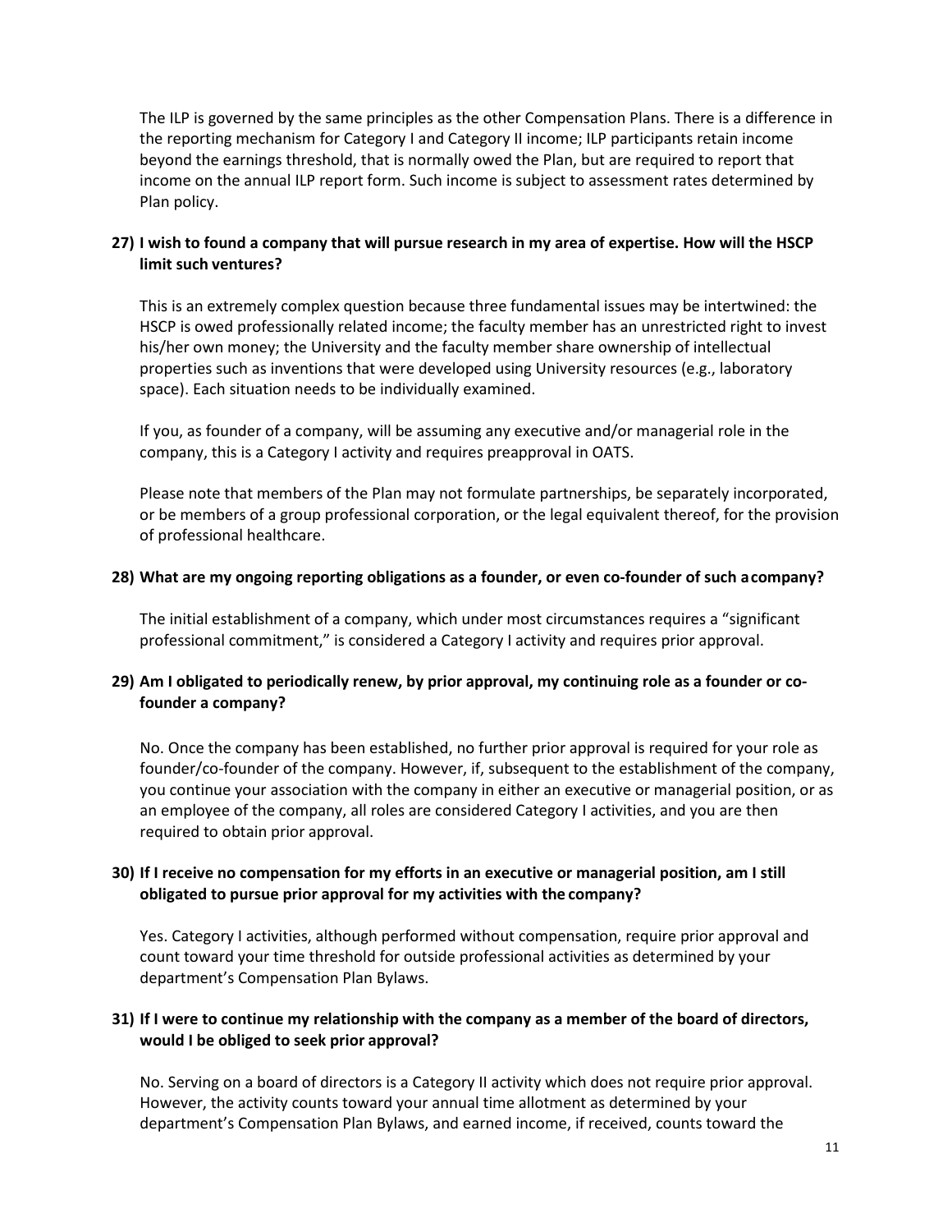The ILP is governed by the same principles as the other Compensation Plans. There is a difference in the reporting mechanism for Category I and Category II income; ILP participants retain income beyond the earnings threshold, that is normally owed the Plan, but are required to report that income on the annual ILP report form. Such income is subject to assessment rates determined by Plan policy.

**27) I wish to found a company that will pursue research in my area of expertise. How will the HSCP limit such ventures?**

This is an extremely complex question because three fundamental issues may be intertwined: the HSCP is owed professionally related income; the faculty member has an unrestricted right to invest his/her own money; the University and the faculty member share ownership of intellectual properties such as inventions that were developed using University resources (e.g., laboratory space). Each situation needs to be individually examined.

If you, as founder of a company, will be assuming any executive and/or managerial role in the company, this is a Category I activity and requires preapproval in OATS.

Please note that members of the Plan may not formulate partnerships, be separately incorporated, or be members of a group professional corporation, or the legal equivalent thereof, for the provision of professional healthcare.

**28) What are my ongoing reporting obligations as a founder, or even co-founder of such a company?**

The initial establishment of a company, which under most circumstances requires a "significant professional commitment," is considered a Category I activity and requires prior approval.

**29) Am I obligated to periodically renew, by prior approval, my continuing role as a founder or co-founder a company?**

No. Once the company has been established, no further prior approval is required for your role as founder/co-founder of the company. However, if, subsequent to the establishment of the company, you continue your association with the company in either an executive or managerial position, or as an employee of the company, all roles are considered Category I activities, and you are then required to obtain prior approval.

**30) If I receive no compensation for my efforts in an executive or managerial position, am I still obligated to pursue prior approval for my activities with the company?**

Yes. Category I activities, although performed without compensation, require prior approval and count toward your time threshold for outside professional activities as determined by your department's Compensation Plan Bylaws.

**31) If I were to continue my relationship with the company as a member of the board of directors, would I be obliged to seek prior approval?**

No. Serving on a board of directors is a Category II activity which does not require prior approval. However, the activity counts toward your annual time allotment as determined by your department's Compensation Plan Bylaws, and earned income, if received, counts toward the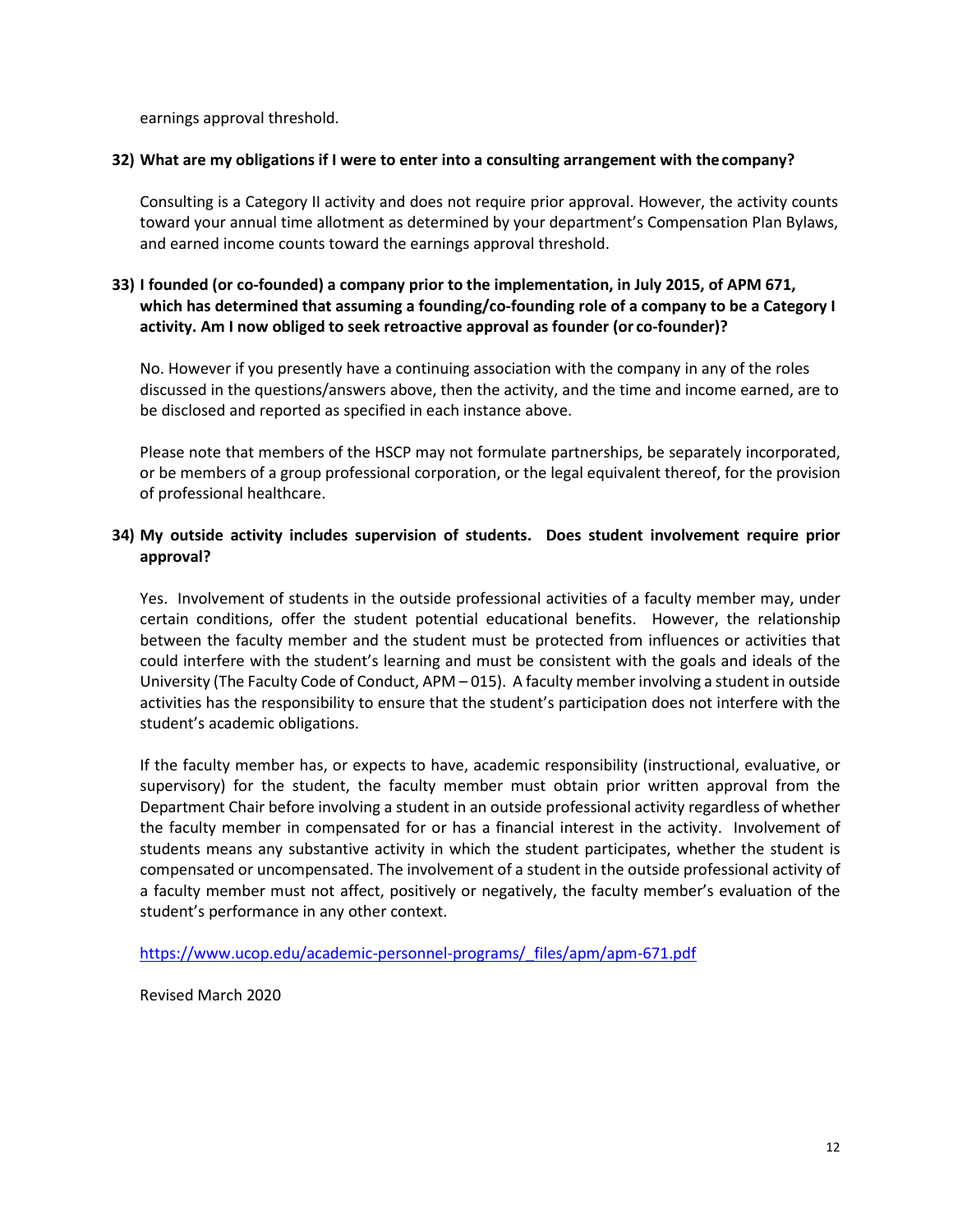earnings approval threshold.

**32) What are my obligations if I were to enter into a consulting arrangement with the company?**

Consulting is a Category II activity and does not require prior approval. However, the activity counts toward your annual time allotment as determined by your department's Compensation Plan Bylaws, and earned income counts toward the earnings approval threshold.

**33) I founded (or co-founded) a company prior to the implementation, in July 2015, of APM 671, which has determined that assuming a founding/co-founding role of a company to be a Category I activity. Am I now obliged to seek retroactive approval as founder (or co-founder)?**

No. However if you presently have a continuing association with the company in any of the roles discussed in the questions/answers above, then the activity, and the time and income earned, are to be disclosed and reported as specified in each instance above.

Please note that members of the HSCP may not formulate partnerships, be separately incorporated, or be members of a group professional corporation, or the legal equivalent thereof, for the provision of professional healthcare.

**34) My outside activity includes supervision of students. Does student involvement require prior approval?**

Yes. Involvement of students in the outside professional activities of a faculty member may, under certain conditions, offer the student potential educational benefits. However, the relationship between the faculty member and the student must be protected from influences or activities that could interfere with the student's learning and must be consistent with the goals and ideals of the University (The Faculty Code of Conduct, APM – 015). A faculty member involving a student in outside activities has the responsibility to ensure that the student's participation does not interfere with the student's academic obligations.

If the faculty member has, or expects to have, academic responsibility (instructional, evaluative, or supervisory) for the student, the faculty member must obtain prior written approval from the Department Chair before involving a student in an outside professional activity regardless of whether the faculty member in compensated for or has a financial interest in the activity. Involvement of students means any substantive activity in which the student participates, whether the student is compensated or uncompensated. The involvement of a student in the outside professional activity of a faculty member must not affect, positively or negatively, the faculty member's evaluation of the student's performance in any other context.

https://www.ucop.edu/academic-personnel-programs/_files/apm/apm-671.pdf

Revised March 2020